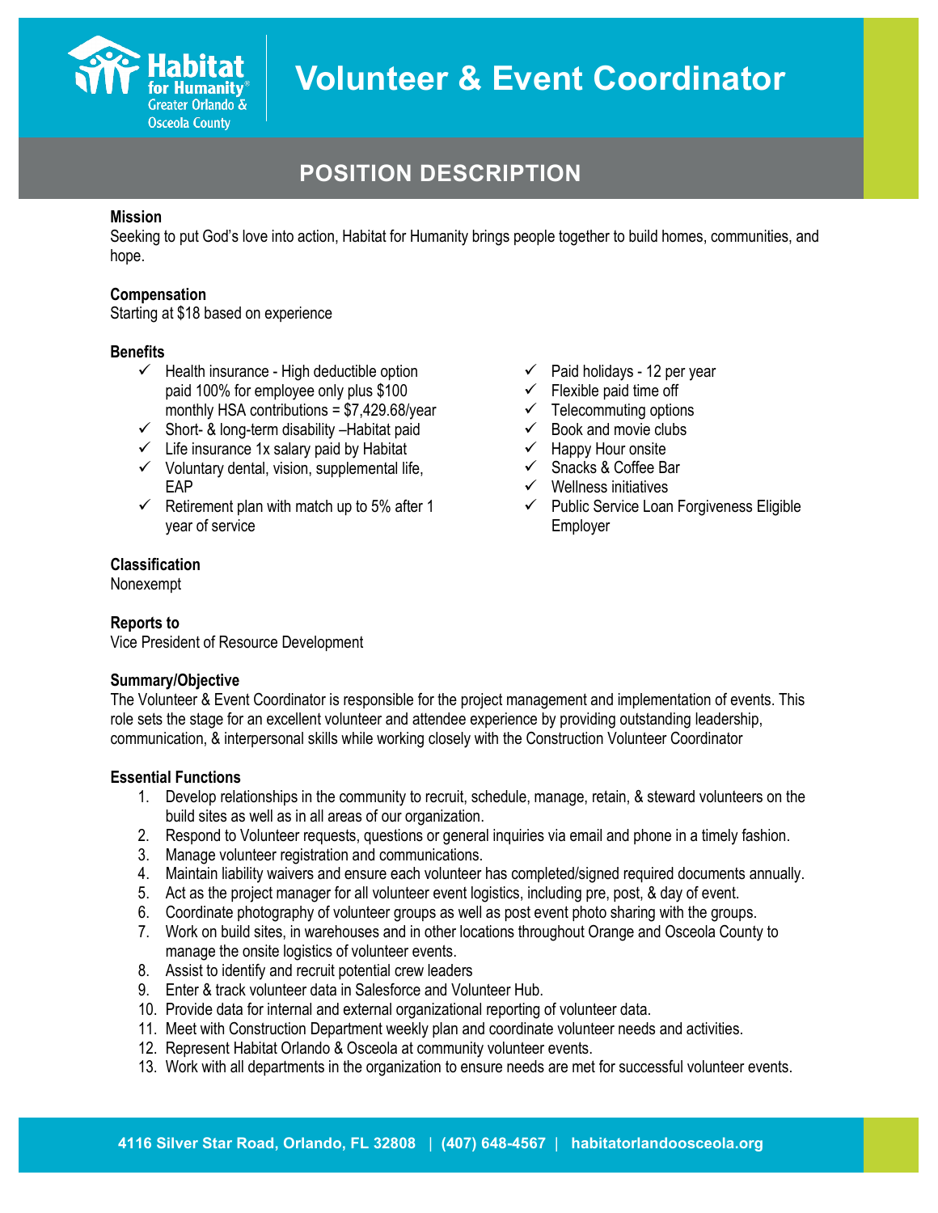# Volunteer & Event Coordinator

## POSITION DESCRIPTION

**Mission**
Seeking to put God's love into action, Habitat for Humanity brings people together to build homes, communities, and hope.

**Compensation**
Starting at $18 based on experience

**Benefits**

- ✓ Health insurance - High deductible option paid 100% for employee only plus $100 monthly HSA contributions = $7,429.68/year
- ✓ Short- & long-term disability –Habitat paid
- ✓ Life insurance 1x salary paid by Habitat
- ✓ Voluntary dental, vision, supplemental life, EAP
- ✓ Retirement plan with match up to 5% after 1 year of service
- ✓ Paid holidays - 12 per year
- ✓ Flexible paid time off
- ✓ Telecommuting options
- ✓ Book and movie clubs
- ✓ Happy Hour onsite
- ✓ Snacks & Coffee Bar
- ✓ Wellness initiatives
- ✓ Public Service Loan Forgiveness Eligible Employer

**Classification**
Nonexempt

**Reports to**
Vice President of Resource Development

**Summary/Objective**
The Volunteer & Event Coordinator is responsible for the project management and implementation of events. This role sets the stage for an excellent volunteer and attendee experience by providing outstanding leadership, communication, & interpersonal skills while working closely with the Construction Volunteer Coordinator

**Essential Functions**

1. Develop relationships in the community to recruit, schedule, manage, retain, & steward volunteers on the build sites as well as in all areas of our organization.
2. Respond to Volunteer requests, questions or general inquiries via email and phone in a timely fashion.
3. Manage volunteer registration and communications.
4. Maintain liability waivers and ensure each volunteer has completed/signed required documents annually.
5. Act as the project manager for all volunteer event logistics, including pre, post, & day of event.
6. Coordinate photography of volunteer groups as well as post event photo sharing with the groups.
7. Work on build sites, in warehouses and in other locations throughout Orange and Osceola County to manage the onsite logistics of volunteer events.
8. Assist to identify and recruit potential crew leaders
9. Enter & track volunteer data in Salesforce and Volunteer Hub.
10. Provide data for internal and external organizational reporting of volunteer data.
11. Meet with Construction Department weekly plan and coordinate volunteer needs and activities.
12. Represent Habitat Orlando & Osceola at community volunteer events.
13. Work with all departments in the organization to ensure needs are met for successful volunteer events.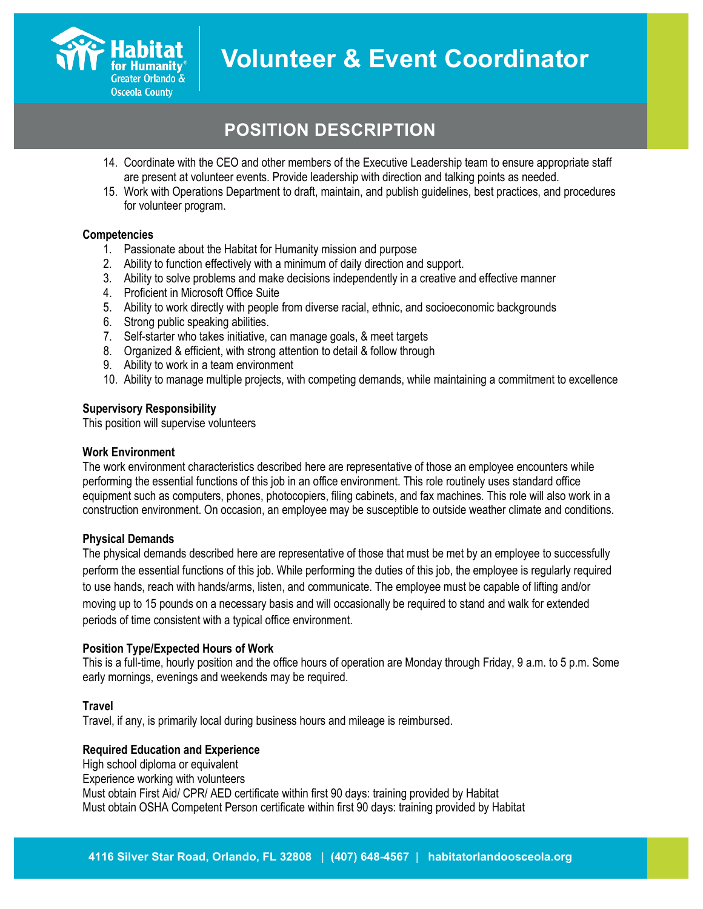14. Coordinate with the CEO and other members of the Executive Leadership team to ensure appropriate staff are present at volunteer events. Provide leadership with direction and talking points as needed.
15. Work with Operations Department to draft, maintain, and publish guidelines, best practices, and procedures for volunteer program.

**Competencies**

1. Passionate about the Habitat for Humanity mission and purpose
2. Ability to function effectively with a minimum of daily direction and support.
3. Ability to solve problems and make decisions independently in a creative and effective manner
4. Proficient in Microsoft Office Suite
5. Ability to work directly with people from diverse racial, ethnic, and socioeconomic backgrounds
6. Strong public speaking abilities.
7. Self-starter who takes initiative, can manage goals, & meet targets
8. Organized & efficient, with strong attention to detail & follow through
9. Ability to work in a team environment
10. Ability to manage multiple projects, with competing demands, while maintaining a commitment to excellence

**Supervisory Responsibility**

This position will supervise volunteers

**Work Environment**

The work environment characteristics described here are representative of those an employee encounters while performing the essential functions of this job in an office environment. This role routinely uses standard office equipment such as computers, phones, photocopiers, filing cabinets, and fax machines. This role will also work in a construction environment. On occasion, an employee may be susceptible to outside weather climate and conditions.

**Physical Demands**

The physical demands described here are representative of those that must be met by an employee to successfully perform the essential functions of this job. While performing the duties of this job, the employee is regularly required to use hands, reach with hands/arms, listen, and communicate. The employee must be capable of lifting and/or moving up to 15 pounds on a necessary basis and will occasionally be required to stand and walk for extended periods of time consistent with a typical office environment.

**Position Type/Expected Hours of Work**

This is a full-time, hourly position and the office hours of operation are Monday through Friday, 9 a.m. to 5 p.m. Some early mornings, evenings and weekends may be required.

**Travel**

Travel, if any, is primarily local during business hours and mileage is reimbursed.

**Required Education and Experience**

High school diploma or equivalent
Experience working with volunteers
Must obtain First Aid/ CPR/ AED certificate within first 90 days: training provided by Habitat
Must obtain OSHA Competent Person certificate within first 90 days: training provided by Habitat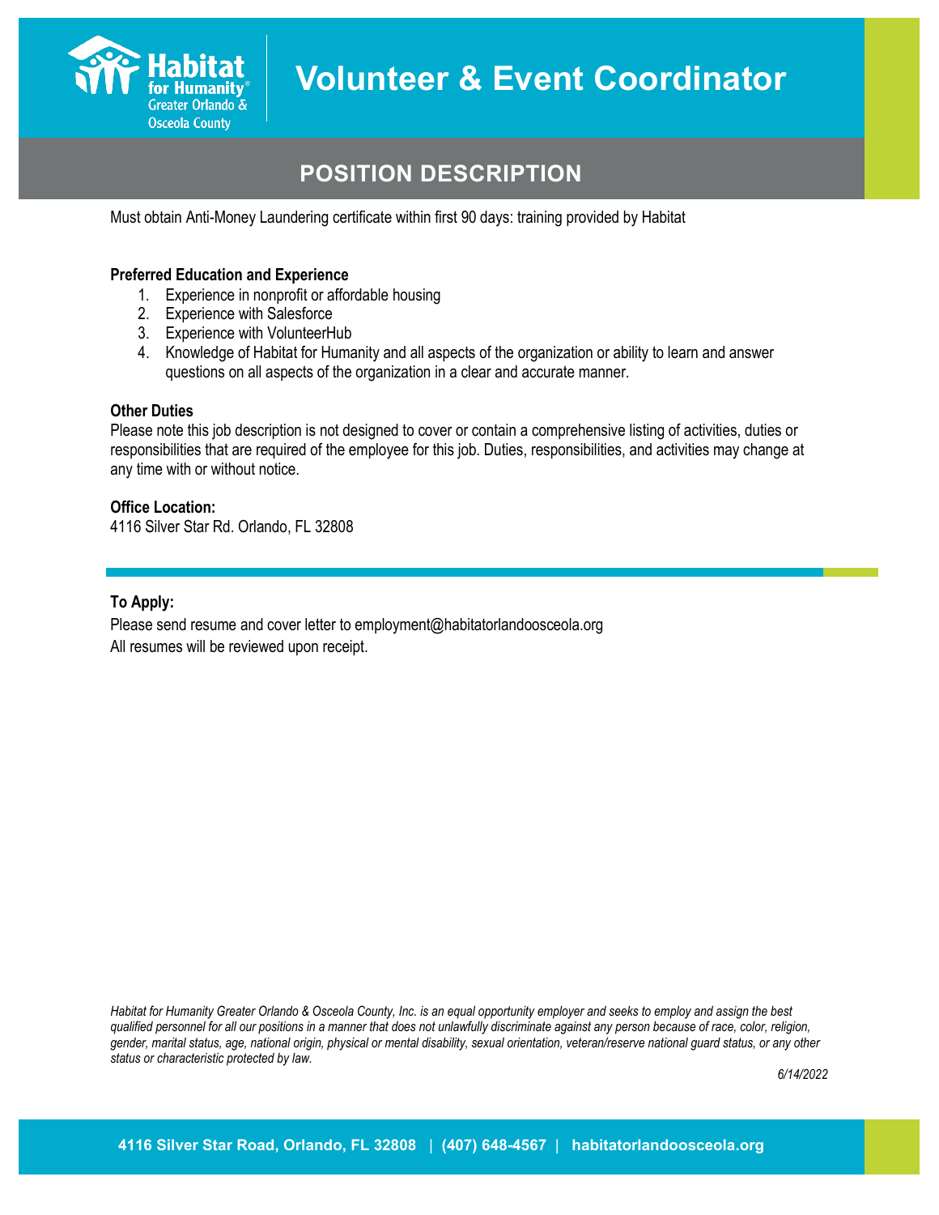# Volunteer & Event Coordinator

## POSITION DESCRIPTION

Must obtain Anti-Money Laundering certificate within first 90 days: training provided by Habitat

**Preferred Education and Experience**

1. Experience in nonprofit or affordable housing
2. Experience with Salesforce
3. Experience with VolunteerHub
4. Knowledge of Habitat for Humanity and all aspects of the organization or ability to learn and answer questions on all aspects of the organization in a clear and accurate manner.

**Other Duties**

Please note this job description is not designed to cover or contain a comprehensive listing of activities, duties or responsibilities that are required of the employee for this job. Duties, responsibilities, and activities may change at any time with or without notice.

**Office Location:**

4116 Silver Star Rd. Orlando, FL 32808

---

**To Apply:**

Please send resume and cover letter to employment@habitatorlandoosceola.org

All resumes will be reviewed upon receipt.

*Habitat for Humanity Greater Orlando & Osceola County, Inc. is an equal opportunity employer and seeks to employ and assign the best qualified personnel for all our positions in a manner that does not unlawfully discriminate against any person because of race, color, religion, gender, marital status, age, national origin, physical or mental disability, sexual orientation, veteran/reserve national guard status, or any other status or characteristic protected by law.*

*6/14/2022*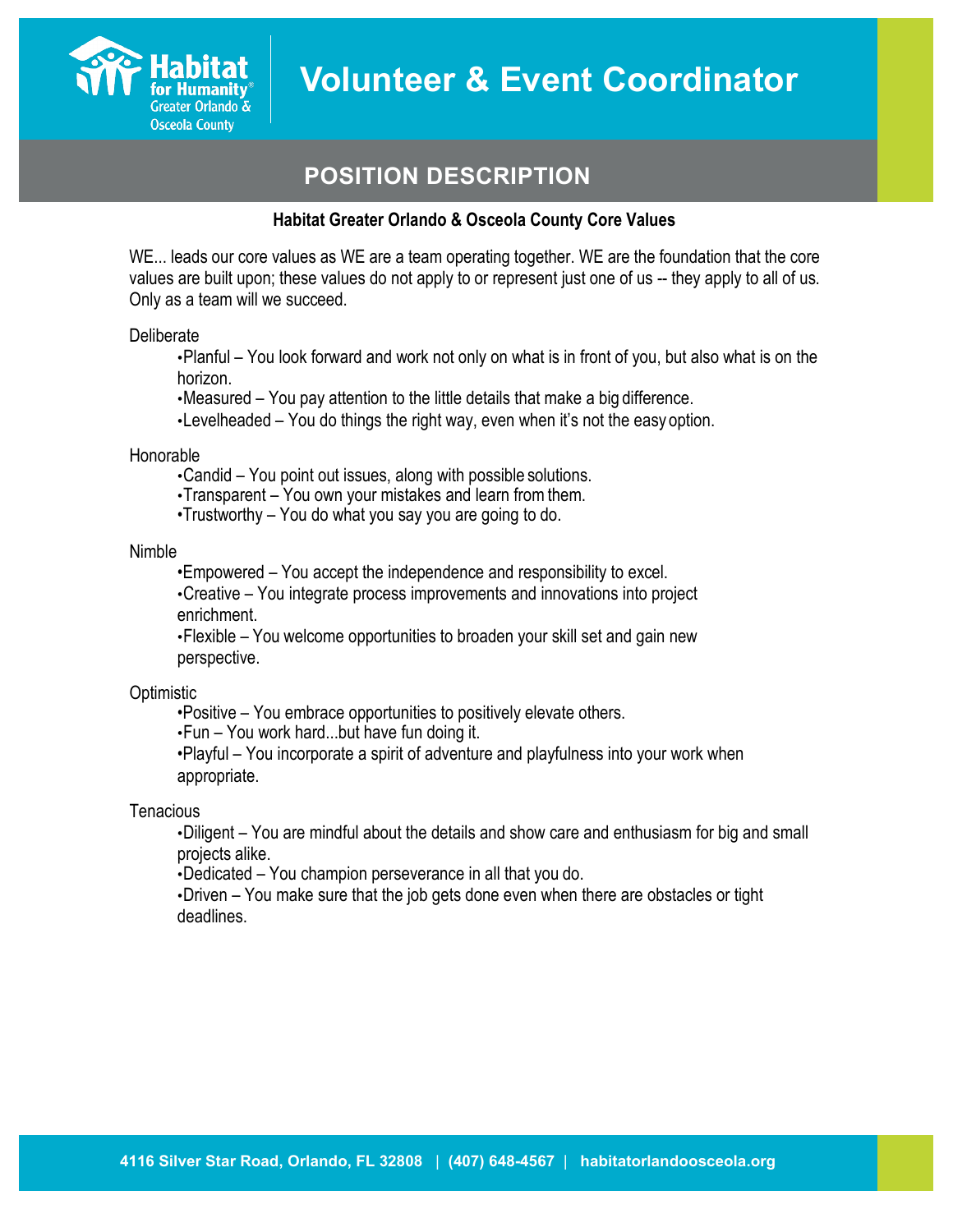# Volunteer & Event Coordinator

## POSITION DESCRIPTION

**Habitat Greater Orlando & Osceola County Core Values**

WE... leads our core values as WE are a team operating together. WE are the foundation that the core values are built upon; these values do not apply to or represent just one of us -- they apply to all of us. Only as a team will we succeed.

Deliberate

- Planful – You look forward and work not only on what is in front of you, but also what is on the horizon.
- Measured – You pay attention to the little details that make a big difference.
- Levelheaded – You do things the right way, even when it's not the easy option.

Honorable

- Candid – You point out issues, along with possible solutions.
- Transparent – You own your mistakes and learn from them.
- Trustworthy – You do what you say you are going to do.

Nimble

- Empowered – You accept the independence and responsibility to excel.
- Creative – You integrate process improvements and innovations into project enrichment.
- Flexible – You welcome opportunities to broaden your skill set and gain new perspective.

Optimistic

- Positive – You embrace opportunities to positively elevate others.
- Fun – You work hard...but have fun doing it.
- Playful – You incorporate a spirit of adventure and playfulness into your work when appropriate.

Tenacious

- Diligent – You are mindful about the details and show care and enthusiasm for big and small projects alike.
- Dedicated – You champion perseverance in all that you do.
- Driven – You make sure that the job gets done even when there are obstacles or tight deadlines.